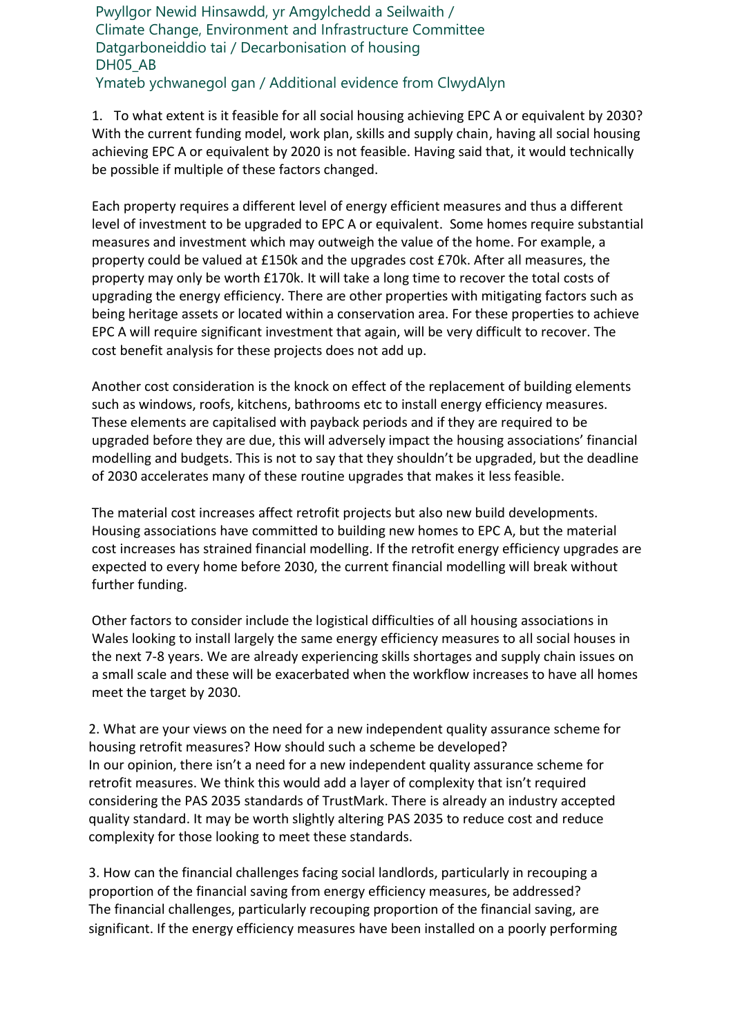Pwyllgor Newid Hinsawdd, yr Amgylchedd a Seilwaith /
Climate Change, Environment and Infrastructure Committee
Datgarboneiddio tai / Decarbonisation of housing
DH05_AB
Ymateb ychwanegol gan / Additional evidence from ClwydAlyn

1. To what extent is it feasible for all social housing achieving EPC A or equivalent by 2030?

With the current funding model, work plan, skills and supply chain, having all social housing achieving EPC A or equivalent by 2020 is not feasible. Having said that, it would technically be possible if multiple of these factors changed.

Each property requires a different level of energy efficient measures and thus a different level of investment to be upgraded to EPC A or equivalent. Some homes require substantial measures and investment which may outweigh the value of the home. For example, a property could be valued at £150k and the upgrades cost £70k. After all measures, the property may only be worth £170k. It will take a long time to recover the total costs of upgrading the energy efficiency. There are other properties with mitigating factors such as being heritage assets or located within a conservation area. For these properties to achieve EPC A will require significant investment that again, will be very difficult to recover. The cost benefit analysis for these projects does not add up.

Another cost consideration is the knock on effect of the replacement of building elements such as windows, roofs, kitchens, bathrooms etc to install energy efficiency measures. These elements are capitalised with payback periods and if they are required to be upgraded before they are due, this will adversely impact the housing associations' financial modelling and budgets. This is not to say that they shouldn't be upgraded, but the deadline of 2030 accelerates many of these routine upgrades that makes it less feasible.

The material cost increases affect retrofit projects but also new build developments. Housing associations have committed to building new homes to EPC A, but the material cost increases has strained financial modelling. If the retrofit energy efficiency upgrades are expected to every home before 2030, the current financial modelling will break without further funding.

Other factors to consider include the logistical difficulties of all housing associations in Wales looking to install largely the same energy efficiency measures to all social houses in the next 7-8 years. We are already experiencing skills shortages and supply chain issues on a small scale and these will be exacerbated when the workflow increases to have all homes meet the target by 2030.

2. What are your views on the need for a new independent quality assurance scheme for housing retrofit measures? How should such a scheme be developed?

In our opinion, there isn't a need for a new independent quality assurance scheme for retrofit measures. We think this would add a layer of complexity that isn't required considering the PAS 2035 standards of TrustMark. There is already an industry accepted quality standard. It may be worth slightly altering PAS 2035 to reduce cost and reduce complexity for those looking to meet these standards.

3. How can the financial challenges facing social landlords, particularly in recouping a proportion of the financial saving from energy efficiency measures, be addressed?

The financial challenges, particularly recouping proportion of the financial saving, are significant. If the energy efficiency measures have been installed on a poorly performing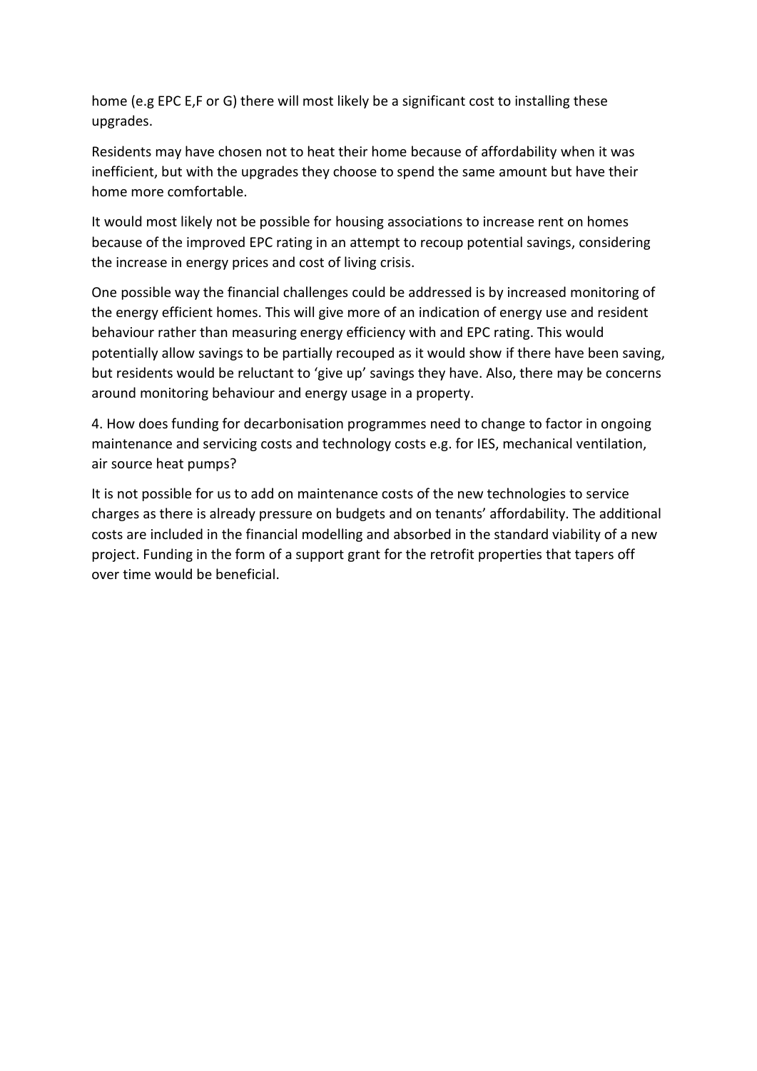home (e.g EPC E,F or G) there will most likely be a significant cost to installing these upgrades.

Residents may have chosen not to heat their home because of affordability when it was inefficient, but with the upgrades they choose to spend the same amount but have their home more comfortable.

It would most likely not be possible for housing associations to increase rent on homes because of the improved EPC rating in an attempt to recoup potential savings, considering the increase in energy prices and cost of living crisis.

One possible way the financial challenges could be addressed is by increased monitoring of the energy efficient homes. This will give more of an indication of energy use and resident behaviour rather than measuring energy efficiency with and EPC rating. This would potentially allow savings to be partially recouped as it would show if there have been saving, but residents would be reluctant to 'give up' savings they have. Also, there may be concerns around monitoring behaviour and energy usage in a property.

4. How does funding for decarbonisation programmes need to change to factor in ongoing maintenance and servicing costs and technology costs e.g. for IES, mechanical ventilation, air source heat pumps?

It is not possible for us to add on maintenance costs of the new technologies to service charges as there is already pressure on budgets and on tenants' affordability. The additional costs are included in the financial modelling and absorbed in the standard viability of a new project. Funding in the form of a support grant for the retrofit properties that tapers off over time would be beneficial.